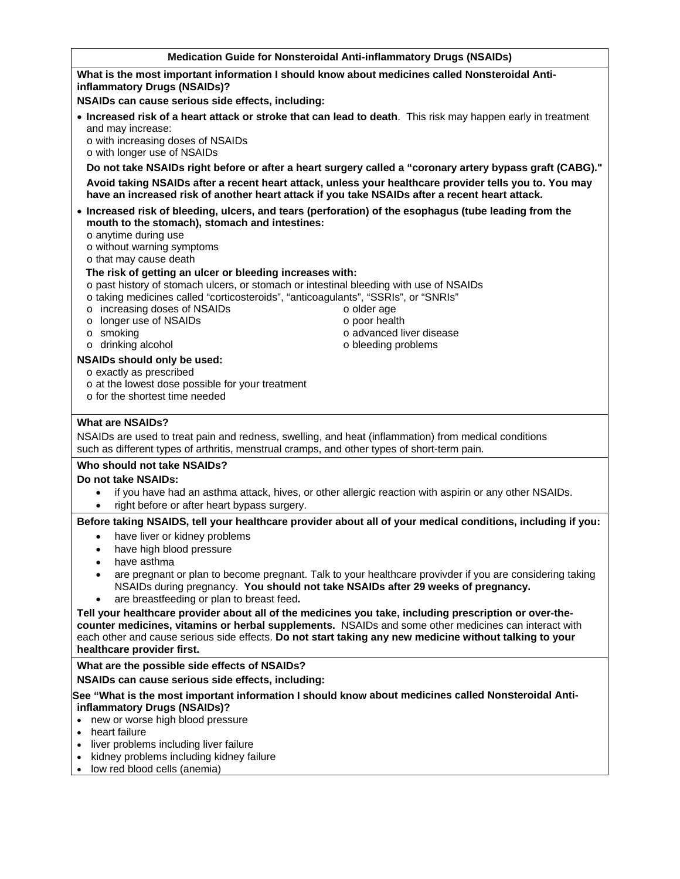## Medication Guide for Nonsteroidal Anti-inflammatory Drugs (NSAIDs)

**What is the most important information I should know about medicines called Nonsteroidal Anti-inflammatory Drugs (NSAIDs)?**

**NSAIDs can cause serious side effects, including:**

- **Increased risk of a heart attack or stroke that can lead to death**. This risk may happen early in treatment and may increase:
  - o with increasing doses of NSAIDs
  - o with longer use of NSAIDs

  **Do not take NSAIDs right before or after a heart surgery called a "coronary artery bypass graft (CABG)."**

  **Avoid taking NSAIDs after a recent heart attack, unless your healthcare provider tells you to. You may have an increased risk of another heart attack if you take NSAIDs after a recent heart attack.**

- **Increased risk of bleeding, ulcers, and tears (perforation) of the esophagus (tube leading from the mouth to the stomach), stomach and intestines:**
  - o anytime during use
  - o without warning symptoms
  - o that may cause death

  **The risk of getting an ulcer or bleeding increases with:**
  - o past history of stomach ulcers, or stomach or intestinal bleeding with use of NSAIDs
  - o taking medicines called "corticosteroids", "anticoagulants", "SSRIs", or "SNRIs"
  - o increasing doses of NSAIDs
  - o longer use of NSAIDs
  - o smoking
  - o drinking alcohol
  - o older age
  - o poor health
  - o advanced liver disease
  - o bleeding problems

**NSAIDs should only be used:**
- o exactly as prescribed
- o at the lowest dose possible for your treatment
- o for the shortest time needed

**What are NSAIDs?**

NSAIDs are used to treat pain and redness, swelling, and heat (inflammation) from medical conditions such as different types of arthritis, menstrual cramps, and other types of short-term pain.

**Who should not take NSAIDs?**

**Do not take NSAIDs:**
- if you have had an asthma attack, hives, or other allergic reaction with aspirin or any other NSAIDs.
- right before or after heart bypass surgery.

**Before taking NSAIDS, tell your healthcare provider about all of your medical conditions, including if you:**
- have liver or kidney problems
- have high blood pressure
- have asthma
- are pregnant or plan to become pregnant. Talk to your healthcare provivder if you are considering taking NSAIDs during pregnancy. **You should not take NSAIDs after 29 weeks of pregnancy.**
- are breastfeeding or plan to breast feed**.**

**Tell your healthcare provider about all of the medicines you take, including prescription or over-the-counter medicines, vitamins or herbal supplements.** NSAIDs and some other medicines can interact with each other and cause serious side effects. **Do not start taking any new medicine without talking to your healthcare provider first.**

**What are the possible side effects of NSAIDs?**

**NSAIDs can cause serious side effects, including:**

**See "What is the most important information I should know about medicines called Nonsteroidal Anti-inflammatory Drugs (NSAIDs)?**
- new or worse high blood pressure
- heart failure
- liver problems including liver failure
- kidney problems including kidney failure
- low red blood cells (anemia)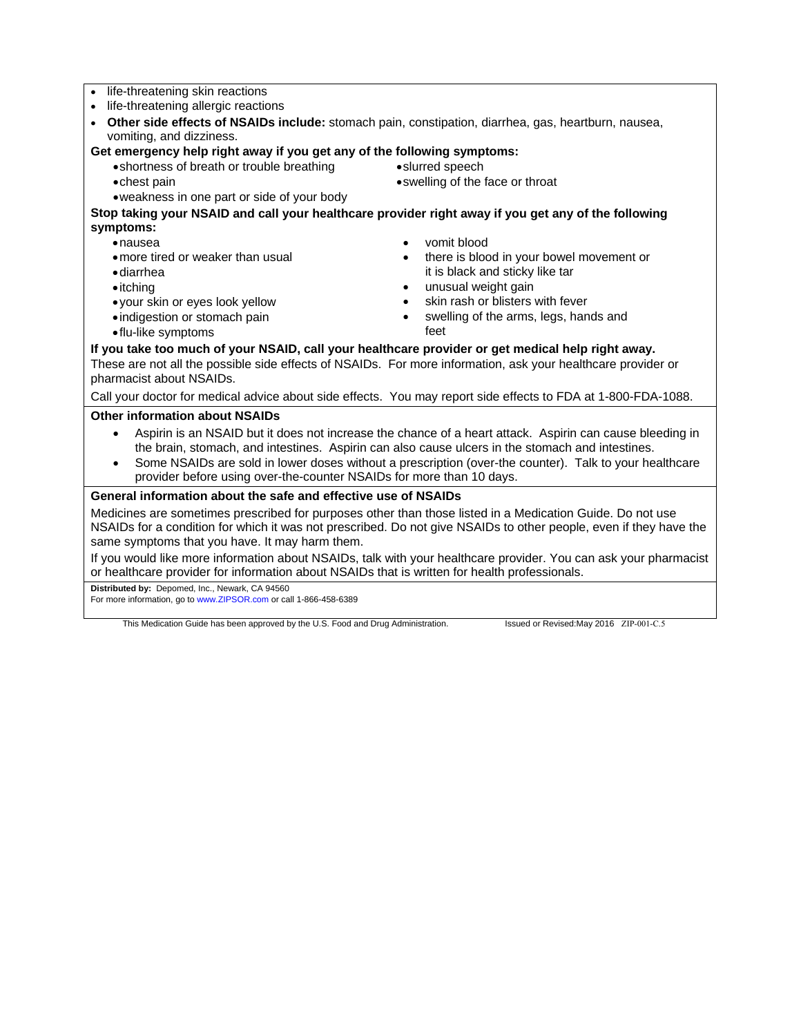- life-threatening skin reactions
- life-threatening allergic reactions
- **Other side effects of NSAIDs include:** stomach pain, constipation, diarrhea, gas, heartburn, nausea, vomiting, and dizziness.

**Get emergency help right away if you get any of the following symptoms:**

- shortness of breath or trouble breathing
- chest pain
- weakness in one part or side of your body
- slurred speech
- swelling of the face or throat

**Stop taking your NSAID and call your healthcare provider right away if you get any of the following symptoms:**

- nausea
- more tired or weaker than usual
- diarrhea
- itching
- your skin or eyes look yellow
- indigestion or stomach pain
- flu-like symptoms
- vomit blood
- there is blood in your bowel movement or it is black and sticky like tar
- unusual weight gain
- skin rash or blisters with fever
- swelling of the arms, legs, hands and feet

**If you take too much of your NSAID, call your healthcare provider or get medical help right away.**

These are not all the possible side effects of NSAIDs. For more information, ask your healthcare provider or pharmacist about NSAIDs.

Call your doctor for medical advice about side effects. You may report side effects to FDA at 1-800-FDA-1088.

**Other information about NSAIDs**

- Aspirin is an NSAID but it does not increase the chance of a heart attack. Aspirin can cause bleeding in the brain, stomach, and intestines. Aspirin can also cause ulcers in the stomach and intestines.
- Some NSAIDs are sold in lower doses without a prescription (over-the counter). Talk to your healthcare provider before using over-the-counter NSAIDs for more than 10 days.

**General information about the safe and effective use of NSAIDs**

Medicines are sometimes prescribed for purposes other than those listed in a Medication Guide. Do not use NSAIDs for a condition for which it was not prescribed. Do not give NSAIDs to other people, even if they have the same symptoms that you have. It may harm them.

If you would like more information about NSAIDs, talk with your healthcare provider. You can ask your pharmacist or healthcare provider for information about NSAIDs that is written for health professionals.

**Distributed by:** Depomed, Inc., Newark, CA 94560
For more information, go to www.ZIPSOR.com or call 1-866-458-6389

This Medication Guide has been approved by the U.S. Food and Drug Administration. Issued or Revised:May 2016 ZIP-001-C.5